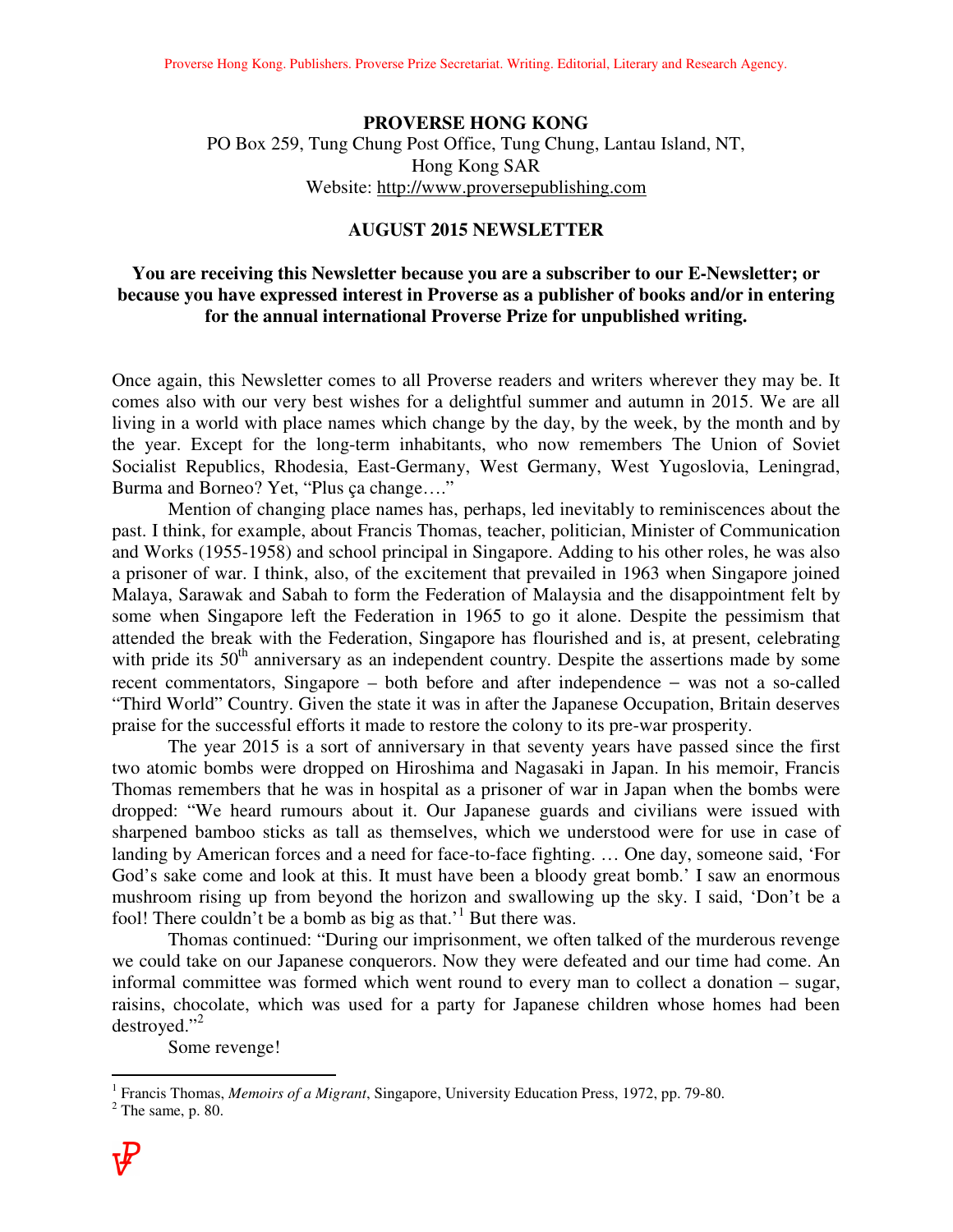**PROVERSE HONG KONG**
PO Box 259, Tung Chung Post Office, Tung Chung, Lantau Island, NT,
Hong Kong SAR
Website: http://www.proversepublishing.com

**AUGUST 2015 NEWSLETTER**

**You are receiving this Newsletter because you are a subscriber to our E-Newsletter; or because you have expressed interest in Proverse as a publisher of books and/or in entering for the annual international Proverse Prize for unpublished writing.**

Once again, this Newsletter comes to all Proverse readers and writers wherever they may be. It comes also with our very best wishes for a delightful summer and autumn in 2015. We are all living in a world with place names which change by the day, by the week, by the month and by the year. Except for the long-term inhabitants, who now remembers The Union of Soviet Socialist Republics, Rhodesia, East-Germany, West Germany, West Yugoslovia, Leningrad, Burma and Borneo? Yet, "Plus ça change…."

Mention of changing place names has, perhaps, led inevitably to reminiscences about the past. I think, for example, about Francis Thomas, teacher, politician, Minister of Communication and Works (1955-1958) and school principal in Singapore. Adding to his other roles, he was also a prisoner of war. I think, also, of the excitement that prevailed in 1963 when Singapore joined Malaya, Sarawak and Sabah to form the Federation of Malaysia and the disappointment felt by some when Singapore left the Federation in 1965 to go it alone. Despite the pessimism that attended the break with the Federation, Singapore has flourished and is, at present, celebrating with pride its 50th anniversary as an independent country. Despite the assertions made by some recent commentators, Singapore – both before and after independence – was not a so-called "Third World" Country. Given the state it was in after the Japanese Occupation, Britain deserves praise for the successful efforts it made to restore the colony to its pre-war prosperity.

The year 2015 is a sort of anniversary in that seventy years have passed since the first two atomic bombs were dropped on Hiroshima and Nagasaki in Japan. In his memoir, Francis Thomas remembers that he was in hospital as a prisoner of war in Japan when the bombs were dropped: "We heard rumours about it. Our Japanese guards and civilians were issued with sharpened bamboo sticks as tall as themselves, which we understood were for use in case of landing by American forces and a need for face-to-face fighting. … One day, someone said, 'For God's sake come and look at this. It must have been a bloody great bomb.' I saw an enormous mushroom rising up from beyond the horizon and swallowing up the sky. I said, 'Don't be a fool! There couldn't be a bomb as big as that.'[1] But there was.

Thomas continued: "During our imprisonment, we often talked of the murderous revenge we could take on our Japanese conquerors. Now they were defeated and our time had come. An informal committee was formed which went round to every man to collect a donation – sugar, raisins, chocolate, which was used for a party for Japanese children whose homes had been destroyed."[2]

Some revenge!

---

[1] Francis Thomas, *Memoirs of a Migrant*, Singapore, University Education Press, 1972, pp. 79-80.
[2] The same, p. 80.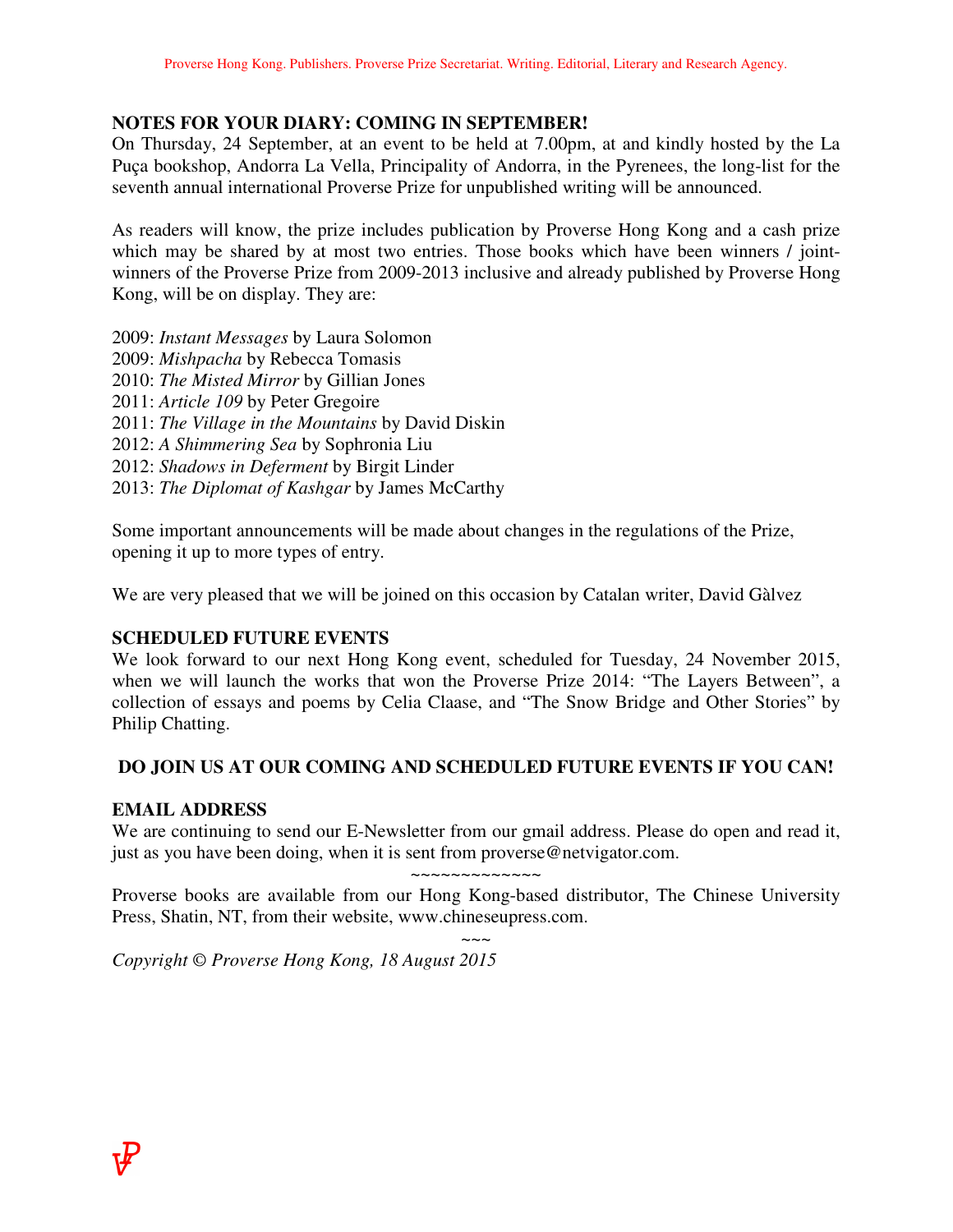**NOTES FOR YOUR DIARY: COMING IN SEPTEMBER!**

On Thursday, 24 September, at an event to be held at 7.00pm, at and kindly hosted by the La Puça bookshop, Andorra La Vella, Principality of Andorra, in the Pyrenees, the long-list for the seventh annual international Proverse Prize for unpublished writing will be announced.

As readers will know, the prize includes publication by Proverse Hong Kong and a cash prize which may be shared by at most two entries. Those books which have been winners / joint-winners of the Proverse Prize from 2009-2013 inclusive and already published by Proverse Hong Kong, will be on display. They are:

2009: *Instant Messages* by Laura Solomon
2009: *Mishpacha* by Rebecca Tomasis
2010: *The Misted Mirror* by Gillian Jones
2011: *Article 109* by Peter Gregoire
2011: *The Village in the Mountains* by David Diskin
2012: *A Shimmering Sea* by Sophronia Liu
2012: *Shadows in Deferment* by Birgit Linder
2013: *The Diplomat of Kashgar* by James McCarthy

Some important announcements will be made about changes in the regulations of the Prize, opening it up to more types of entry.

We are very pleased that we will be joined on this occasion by Catalan writer, David Gàlvez

**SCHEDULED FUTURE EVENTS**

We look forward to our next Hong Kong event, scheduled for Tuesday, 24 November 2015, when we will launch the works that won the Proverse Prize 2014: "The Layers Between", a collection of essays and poems by Celia Claase, and "The Snow Bridge and Other Stories" by Philip Chatting.

**DO JOIN US AT OUR COMING AND SCHEDULED FUTURE EVENTS IF YOU CAN!**

**EMAIL ADDRESS**

We are continuing to send our E-Newsletter from our gmail address. Please do open and read it, just as you have been doing, when it is sent from proverse@netvigator.com.

~~~~~~~~~~~~~

Proverse books are available from our Hong Kong-based distributor, The Chinese University Press, Shatin, NT, from their website, www.chineseupress.com.

~~~

*Copyright © Proverse Hong Kong, 18 August 2015*